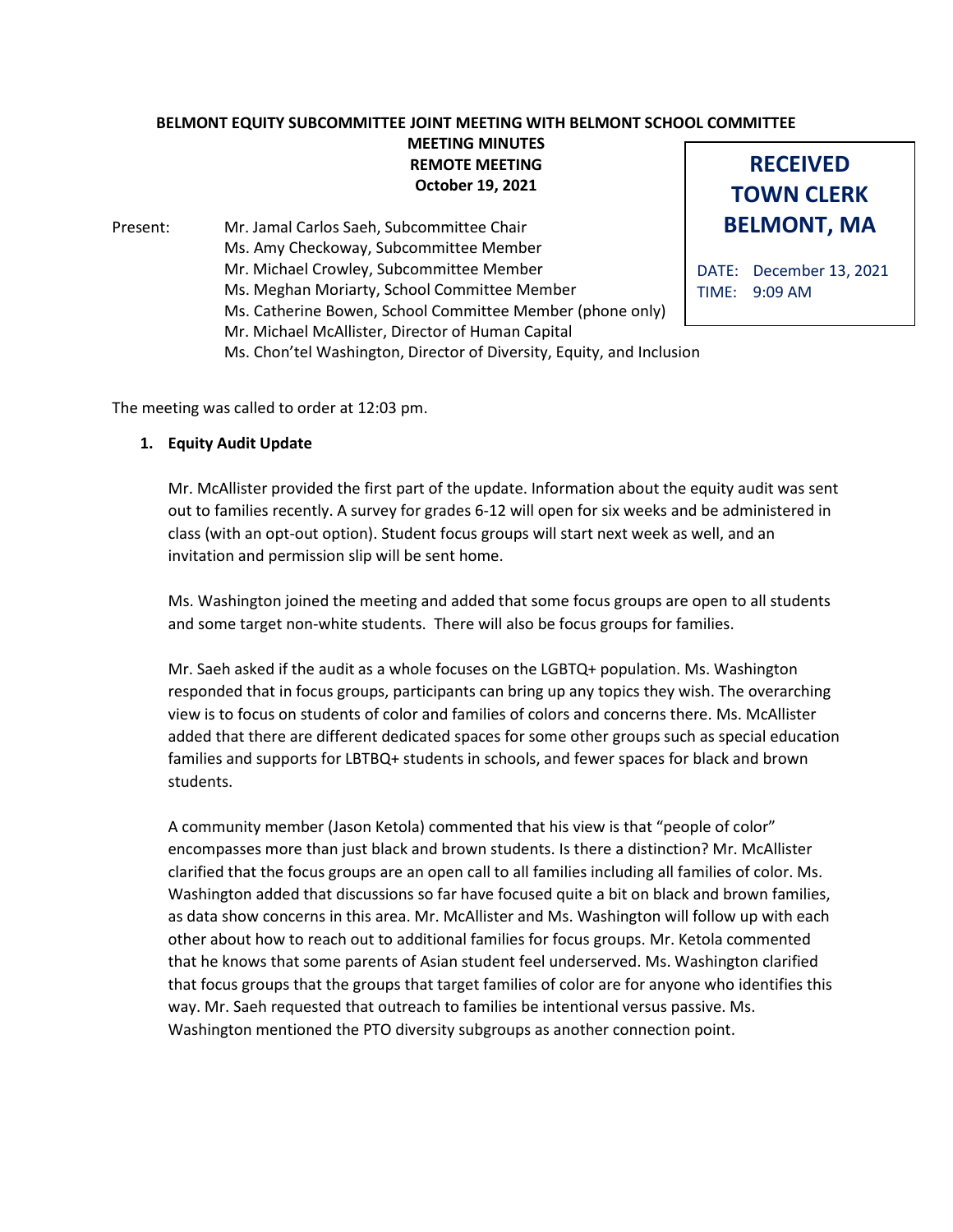**BELMONT EQUITY SUBCOMMITTEE JOINT MEETING WITH BELMONT SCHOOL COMMITTEE**
**MEETING MINUTES**
**REMOTE MEETING**
**October 19, 2021**

**RECEIVED**
**TOWN CLERK**
**BELMONT, MA**

DATE: December 13, 2021
TIME: 9:09 AM

Present:
- Mr. Jamal Carlos Saeh, Subcommittee Chair
- Ms. Amy Checkoway, Subcommittee Member
- Mr. Michael Crowley, Subcommittee Member
- Ms. Meghan Moriarty, School Committee Member
- Ms. Catherine Bowen, School Committee Member (phone only)
- Mr. Michael McAllister, Director of Human Capital
- Ms. Chon'tel Washington, Director of Diversity, Equity, and Inclusion

The meeting was called to order at 12:03 pm.

1. **Equity Audit Update**

   Mr. McAllister provided the first part of the update. Information about the equity audit was sent out to families recently. A survey for grades 6-12 will open for six weeks and be administered in class (with an opt-out option). Student focus groups will start next week as well, and an invitation and permission slip will be sent home.

   Ms. Washington joined the meeting and added that some focus groups are open to all students and some target non-white students. There will also be focus groups for families.

   Mr. Saeh asked if the audit as a whole focuses on the LGBTQ+ population. Ms. Washington responded that in focus groups, participants can bring up any topics they wish. The overarching view is to focus on students of color and families of colors and concerns there. Ms. McAllister added that there are different dedicated spaces for some other groups such as special education families and supports for LBTBQ+ students in schools, and fewer spaces for black and brown students.

   A community member (Jason Ketola) commented that his view is that "people of color" encompasses more than just black and brown students. Is there a distinction? Mr. McAllister clarified that the focus groups are an open call to all families including all families of color. Ms. Washington added that discussions so far have focused quite a bit on black and brown families, as data show concerns in this area. Mr. McAllister and Ms. Washington will follow up with each other about how to reach out to additional families for focus groups. Mr. Ketola commented that he knows that some parents of Asian student feel underserved. Ms. Washington clarified that focus groups that the groups that target families of color are for anyone who identifies this way. Mr. Saeh requested that outreach to families be intentional versus passive. Ms. Washington mentioned the PTO diversity subgroups as another connection point.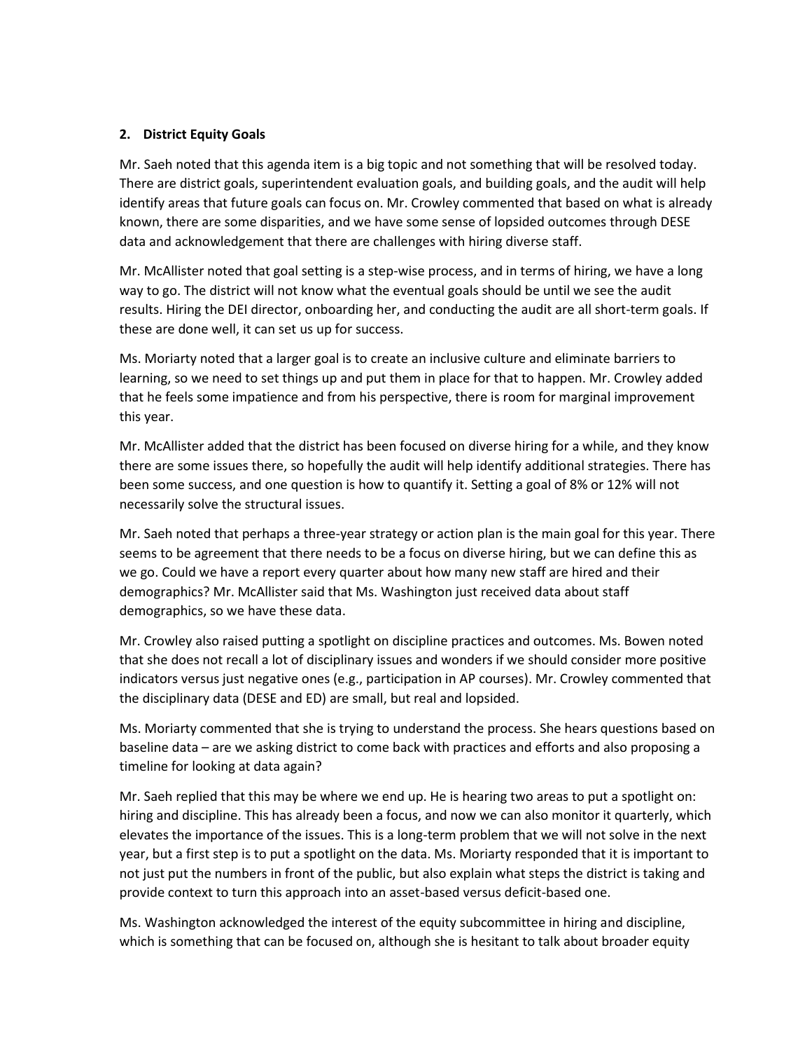**2. District Equity Goals**

Mr. Saeh noted that this agenda item is a big topic and not something that will be resolved today. There are district goals, superintendent evaluation goals, and building goals, and the audit will help identify areas that future goals can focus on. Mr. Crowley commented that based on what is already known, there are some disparities, and we have some sense of lopsided outcomes through DESE data and acknowledgement that there are challenges with hiring diverse staff.

Mr. McAllister noted that goal setting is a step-wise process, and in terms of hiring, we have a long way to go. The district will not know what the eventual goals should be until we see the audit results. Hiring the DEI director, onboarding her, and conducting the audit are all short-term goals. If these are done well, it can set us up for success.

Ms. Moriarty noted that a larger goal is to create an inclusive culture and eliminate barriers to learning, so we need to set things up and put them in place for that to happen. Mr. Crowley added that he feels some impatience and from his perspective, there is room for marginal improvement this year.

Mr. McAllister added that the district has been focused on diverse hiring for a while, and they know there are some issues there, so hopefully the audit will help identify additional strategies. There has been some success, and one question is how to quantify it. Setting a goal of 8% or 12% will not necessarily solve the structural issues.

Mr. Saeh noted that perhaps a three-year strategy or action plan is the main goal for this year. There seems to be agreement that there needs to be a focus on diverse hiring, but we can define this as we go. Could we have a report every quarter about how many new staff are hired and their demographics? Mr. McAllister said that Ms. Washington just received data about staff demographics, so we have these data.

Mr. Crowley also raised putting a spotlight on discipline practices and outcomes. Ms. Bowen noted that she does not recall a lot of disciplinary issues and wonders if we should consider more positive indicators versus just negative ones (e.g., participation in AP courses). Mr. Crowley commented that the disciplinary data (DESE and ED) are small, but real and lopsided.

Ms. Moriarty commented that she is trying to understand the process. She hears questions based on baseline data – are we asking district to come back with practices and efforts and also proposing a timeline for looking at data again?

Mr. Saeh replied that this may be where we end up. He is hearing two areas to put a spotlight on: hiring and discipline. This has already been a focus, and now we can also monitor it quarterly, which elevates the importance of the issues. This is a long-term problem that we will not solve in the next year, but a first step is to put a spotlight on the data. Ms. Moriarty responded that it is important to not just put the numbers in front of the public, but also explain what steps the district is taking and provide context to turn this approach into an asset-based versus deficit-based one.

Ms. Washington acknowledged the interest of the equity subcommittee in hiring and discipline, which is something that can be focused on, although she is hesitant to talk about broader equity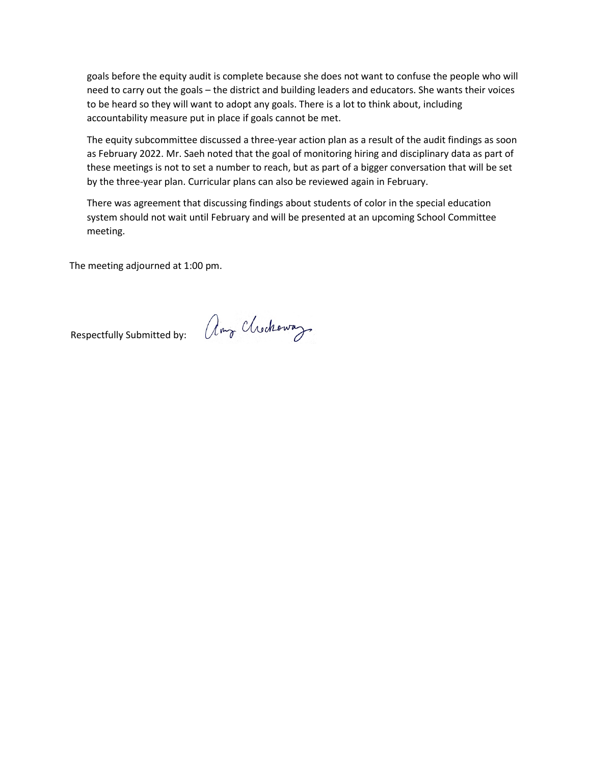goals before the equity audit is complete because she does not want to confuse the people who will need to carry out the goals – the district and building leaders and educators. She wants their voices to be heard so they will want to adopt any goals. There is a lot to think about, including accountability measure put in place if goals cannot be met.

The equity subcommittee discussed a three-year action plan as a result of the audit findings as soon as February 2022. Mr. Saeh noted that the goal of monitoring hiring and disciplinary data as part of these meetings is not to set a number to reach, but as part of a bigger conversation that will be set by the three-year plan. Curricular plans can also be reviewed again in February.

There was agreement that discussing findings about students of color in the special education system should not wait until February and will be presented at an upcoming School Committee meeting.

The meeting adjourned at 1:00 pm.

Respectfully Submitted by: Amy Checkoway